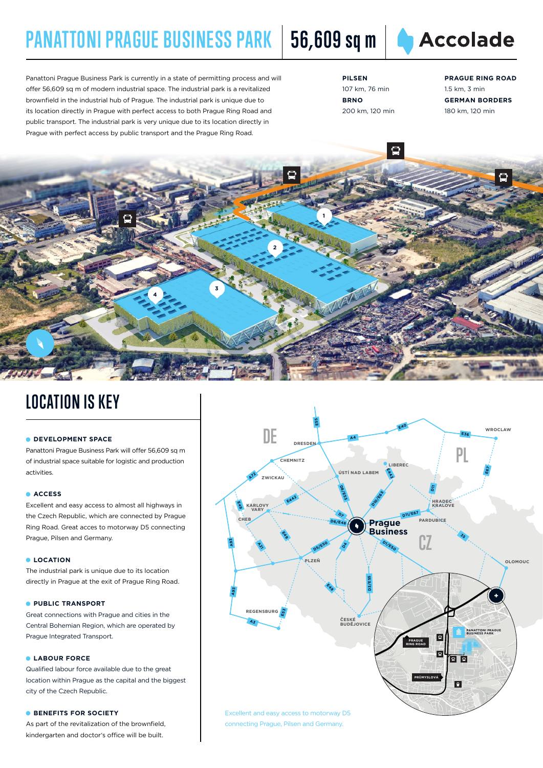# PANATTONI PRAGUE BUSINESS PARK | 56,609 sq m

Accolade

Panattoni Prague Business Park is currently in a state of permitting process and will offer 56,609 sq m of modern industrial space. The industrial park is a revitalized brownfield in the industrial hub of Prague. The industrial park is unique due to its location directly in Prague with perfect access to both Prague Ring Road and public transport. The industrial park is very unique due to its location directly in Prague with perfect access by public transport and the Prague Ring Road.

**PILSEN**
107 km, 76 min

**BRNO**
200 km, 120 min

**PRAGUE RING ROAD**
1.5 km, 3 min

**GERMAN BORDERS**
180 km, 120 min

## LOCATION IS KEY

**DEVELOPMENT SPACE**
Panattoni Prague Business Park will offer 56,609 sq m of industrial space suitable for logistic and production activities.

**ACCESS**
Excellent and easy access to almost all highways in the Czech Republic, which are connected by Prague Ring Road. Great acces to motorway D5 connecting Prague, Pilsen and Germany.

**LOCATION**
The industrial park is unique due to its location directly in Prague at the exit of Prague Ring Road.

**PUBLIC TRANSPORT**
Great connections with Prague and cities in the Central Bohemian Region, which are operated by Prague Integrated Transport.

**LABOUR FORCE**
Qualified labour force available due to the great location within Prague as the capital and the biggest city of the Czech Republic.

**BENEFITS FOR SOCIETY**
As part of the revitalization of the brownfield, kindergarten and doctor's office will be built.

Excellent and easy access to motorway D5 connecting Prague, Pilsen and Germany.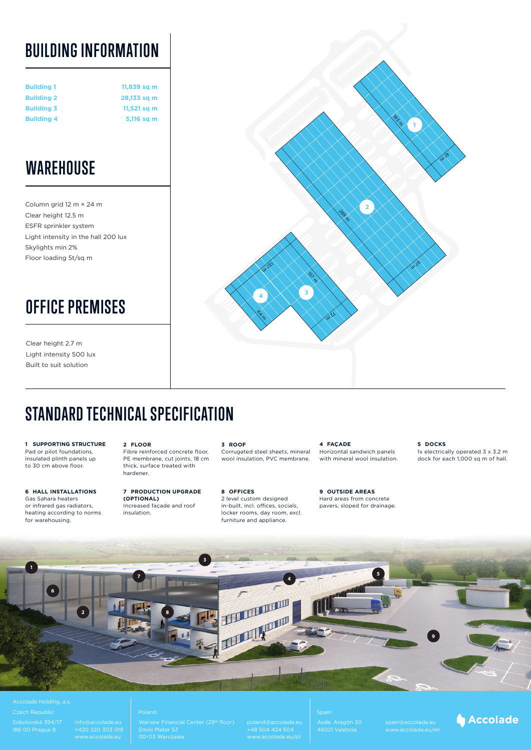# BUILDING INFORMATION

| | |
|---|---|
| Building 1 | 11,839 sq m |
| Building 2 | 28,133 sq m |
| Building 3 | 11,521 sq m |
| Building 4 | 5,116 sq m |

# WAREHOUSE

Column grid 12 m × 24 m
Clear height 12.5 m
ESFR sprinkler system
Light intensity in the hall 200 lux
Skylights min 2%
Floor loading 5t/sq m

# OFFICE PREMISES

Clear height 2.7 m
Light intensity 500 lux
Built to suit solution

1
193 m
61 m
2
289 m
97 m
3
157 m
72 m
4
122 m
84 m

# STANDARD TECHNICAL SPECIFICATION

**1 SUPPORTING STRUCTURE**
Pad or pilot foundations, insulated plinth panels up to 30 cm above floor.

**2 FLOOR**
Fibre reinforced concrete floor, PE membrane, cut joints, 18 cm thick, surface treated with hardener.

**3 ROOF**
Corrugated steel sheets, mineral wool insulation, PVC membrane.

**4 FAÇADE**
Horizontal sandwich panels with mineral wool insulation.

**5 DOCKS**
1x electrically operated 3 x 3.2 m dock for each 1,000 sq m of hall.

**6 HALL INSTALLATIONS**
Gas Sahara heaters or infrared gas radiators, heating according to norms for warehousing.

**7 PRODUCTION UPGRADE (OPTIONAL)**
Increased façade and roof insulation.

**8 OFFICES**
2 level custom designed in-built, incl. offices, socials, locker rooms, day room, excl. furniture and appliance.

**9 OUTSIDE AREAS**
Hard areas from concrete pavers, sloped for drainage.

Accolade Holding, a.s.

Czech Republic
Sokolovská 394/17
186 00 Prague 8
info@accolade.eu
+420 220 303 019
www.accolade.eu

Poland
Warsaw Financial Center (29th floor)
Emilii Plater 53
00-113 Warszawa
poland@accolade.eu
+48 504 424 504
www.accolade.eu/pl

Spain
Avda. Aragón 30
46021 Valencia
spain@accolade.eu
www.accolade.eu/en

Accolade